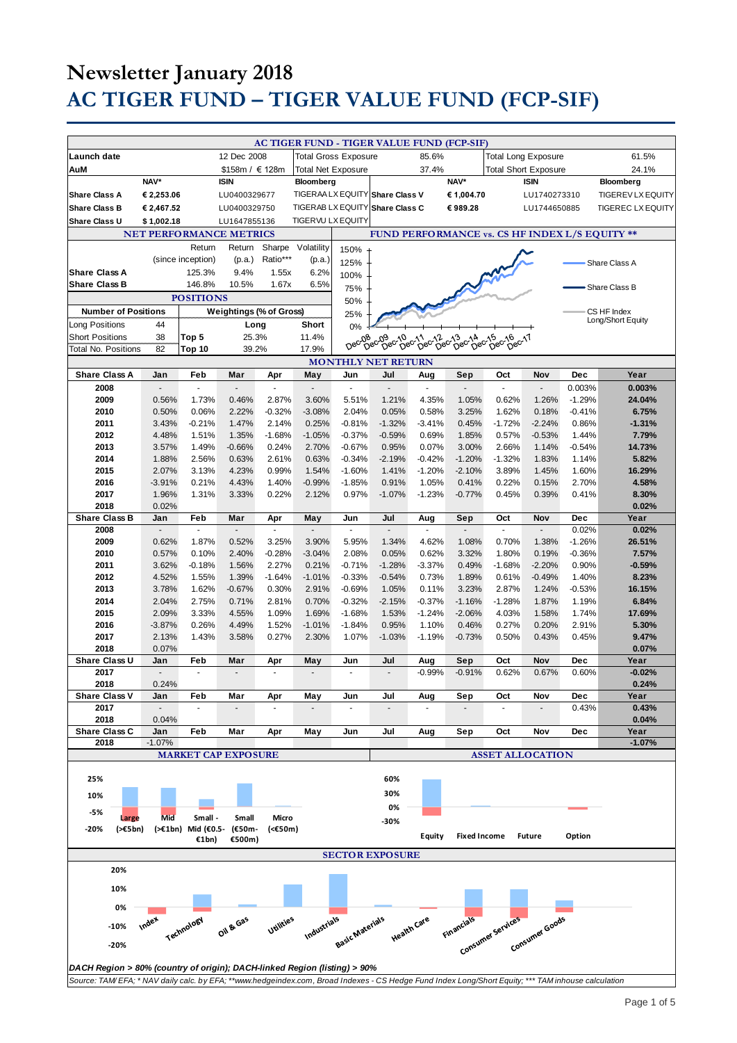# Newsletter January 2018

# AC TIGER FUND – TIGER VALUE FUND (FCP-SIF)

## AC TIGER FUND - TIGER VALUE FUND (FCP-SIF)

| | | | | | | | |
|---|---|---|---|---|---|---|---|
| **Launch date** | | 12 Dec 2008 | Total Gross Exposure | 85.6% | Total Long Exposure | | 61.5% |
| **AuM** | | $158m / € 128m | Total Net Exposure | 37.4% | Total Short Exposure | | 24.1% |
| | **NAV*** | **ISIN** | **Bloomberg** | | **NAV*** | **ISIN** | **Bloomberg** |
| **Share Class A** | **€ 2,253.06** | LU0400329677 | TIGERAA LX EQUITY | **Share Class V** | **€ 1,004.70** | LU1740273310 | TIGEREV LX EQUITY |
| **Share Class B** | **€ 2,467.52** | LU0400329750 | TIGERAB LX EQUITY | **Share Class C** | **€ 989.28** | LU1744650885 | TIGEREC LX EQUITY |
| **Share Class U** | **$ 1,002.18** | LU1647855136 | TIGERVU LX EQUITY | | | | |

## NET PERFORMANCE METRICS

| | Return (since inception) | Return (p.a.) | Sharpe Ratio*** | Volatility (p.a.) |
|---|---|---|---|---|
| **Share Class A** | 125.3% | 9.4% | 1.55x | 6.2% |
| **Share Class B** | 146.8% | 10.5% | 1.67x | 6.5% |

## POSITIONS

| Number of Positions | | Weightings (% of Gross) | Long | Short |
|---|---|---|---|---|
| Long Positions | 44 | | | |
| Short Positions | 38 | **Top 5** | 25.3% | 11.4% |
| Total No. Positions | 82 | **Top 10** | 39.2% | 17.9% |

## FUND PERFORMANCE vs. CS HF INDEX L/S EQUITY **

Chart legend: Share Class A; Share Class B; CS HF Index Long/Short Equity. Y-axis: 0% – 150%; X-axis: Dec-08 – Dec-17.

## MONTHLY NET RETURN

| Share Class A | Jan | Feb | Mar | Apr | May | Jun | Jul | Aug | Sep | Oct | Nov | Dec | Year |
|---|---|---|---|---|---|---|---|---|---|---|---|---|---|
| **2008** | - | - | - | - | - | - | - | - | - | - | - | 0.003% | **0.003%** |
| **2009** | 0.56% | 1.73% | 0.46% | 2.87% | 3.60% | 5.51% | 1.21% | 4.35% | 1.05% | 0.62% | 1.26% | -1.29% | **24.04%** |
| **2010** | 0.50% | 0.06% | 2.22% | -0.32% | -3.08% | 2.04% | 0.05% | 0.58% | 3.25% | 1.62% | 0.18% | -0.41% | **6.75%** |
| **2011** | 3.43% | -0.21% | 1.47% | 2.14% | 0.25% | -0.81% | -1.32% | -3.41% | 0.45% | -1.72% | -2.24% | 0.86% | **-1.31%** |
| **2012** | 4.48% | 1.51% | 1.35% | -1.68% | -1.05% | -0.37% | -0.59% | 0.69% | 1.85% | 0.57% | -0.53% | 1.44% | **7.79%** |
| **2013** | 3.57% | 1.49% | -0.66% | 0.24% | 2.70% | -0.67% | 0.95% | 0.07% | 3.00% | 2.66% | 1.14% | -0.54% | **14.73%** |
| **2014** | 1.88% | 2.56% | 0.63% | 2.61% | 0.63% | -0.34% | -2.19% | -0.42% | -1.20% | -1.32% | 1.83% | 1.14% | **5.82%** |
| **2015** | 2.07% | 3.13% | 4.23% | 0.99% | 1.54% | -1.60% | 1.41% | -1.20% | -2.10% | 3.89% | 1.45% | 1.60% | **16.29%** |
| **2016** | -3.91% | 0.21% | 4.43% | 1.40% | -0.99% | -1.85% | 0.91% | 1.05% | 0.41% | 0.22% | 0.15% | 2.70% | **4.58%** |
| **2017** | 1.96% | 1.31% | 3.33% | 0.22% | 2.12% | 0.97% | -1.07% | -1.23% | -0.77% | 0.45% | 0.39% | 0.41% | **8.30%** |
| **2018** | 0.02% | | | | | | | | | | | | **0.02%** |

| Share Class B | Jan | Feb | Mar | Apr | May | Jun | Jul | Aug | Sep | Oct | Nov | Dec | Year |
|---|---|---|---|---|---|---|---|---|---|---|---|---|---|
| **2008** | - | - | - | - | - | - | - | - | - | - | - | 0.02% | **0.02%** |
| **2009** | 0.62% | 1.87% | 0.52% | 3.25% | 3.90% | 5.95% | 1.34% | 4.62% | 1.08% | 0.70% | 1.38% | -1.26% | **26.51%** |
| **2010** | 0.57% | 0.10% | 2.40% | -0.28% | -3.04% | 2.08% | 0.05% | 0.62% | 3.32% | 1.80% | 0.19% | -0.36% | **7.57%** |
| **2011** | 3.62% | -0.18% | 1.56% | 2.27% | 0.21% | -0.71% | -1.28% | -3.37% | 0.49% | -1.68% | -2.20% | 0.90% | **-0.59%** |
| **2012** | 4.52% | 1.55% | 1.39% | -1.64% | -1.01% | -0.33% | -0.54% | 0.73% | 1.89% | 0.61% | -0.49% | 1.40% | **8.23%** |
| **2013** | 3.78% | 1.62% | -0.67% | 0.30% | 2.91% | -0.69% | 1.05% | 0.11% | 3.23% | 2.87% | 1.24% | -0.53% | **16.15%** |
| **2014** | 2.04% | 2.75% | 0.71% | 2.81% | 0.70% | -0.32% | -2.15% | -0.37% | -1.16% | -1.28% | 1.87% | 1.19% | **6.84%** |
| **2015** | 2.09% | 3.33% | 4.55% | 1.09% | 1.69% | -1.68% | 1.53% | -1.24% | -2.06% | 4.03% | 1.58% | 1.74% | **17.69%** |
| **2016** | -3.87% | 0.26% | 4.49% | 1.52% | -1.01% | -1.84% | 0.95% | 1.10% | 0.46% | 0.27% | 0.20% | 2.91% | **5.30%** |
| **2017** | 2.13% | 1.43% | 3.58% | 0.27% | 2.30% | 1.07% | -1.03% | -1.19% | -0.73% | 0.50% | 0.43% | 0.45% | **9.47%** |
| **2018** | 0.07% | | | | | | | | | | | | **0.07%** |

| Share Class U | Jan | Feb | Mar | Apr | May | Jun | Jul | Aug | Sep | Oct | Nov | Dec | Year |
|---|---|---|---|---|---|---|---|---|---|---|---|---|---|
| **2017** | - | - | - | - | - | - | - | -0.99% | -0.91% | 0.62% | 0.67% | 0.60% | **-0.02%** |
| **2018** | 0.24% | | | | | | | | | | | | **0.24%** |

| Share Class V | Jan | Feb | Mar | Apr | May | Jun | Jul | Aug | Sep | Oct | Nov | Dec | Year |
|---|---|---|---|---|---|---|---|---|---|---|---|---|---|
| **2017** | - | - | - | - | - | - | - | - | - | - | - | 0.43% | **0.43%** |
| **2018** | 0.04% | | | | | | | | | | | | **0.04%** |

| Share Class C | Jan | Feb | Mar | Apr | May | Jun | Jul | Aug | Sep | Oct | Nov | Dec | Year |
|---|---|---|---|---|---|---|---|---|---|---|---|---|---|
| **2018** | -1.07% | | | | | | | | | | | | **-1.07%** |

## MARKET CAP EXPOSURE

Chart categories: Large (>€5bn); Mid (>€1bn); Small - Mid (€0.5-€1bn); Small (€50m-€500m); Micro (<€50m). Y-axis: -20% – 25%.

## ASSET ALLOCATION

Chart categories: Equity; Fixed Income; Future; Option. Y-axis: -30% – 60%.

## SECTOR EXPOSURE

Chart categories: Index; Technology; Oil & Gas; Utilities; Industrials; Basic Materials; Health Care; Financials; Consumer Services; Consumer Goods. Y-axis: -20% – 20%.

*DACH Region > 80% (country of origin); DACH-linked Region (listing) > 90%*

*Source: TAM/ EFA; * NAV daily calc. by EFA; **www.hedgeindex.com, Broad Indexes - CS Hedge Fund Index Long/Short Equity; *** TAM inhouse calculation*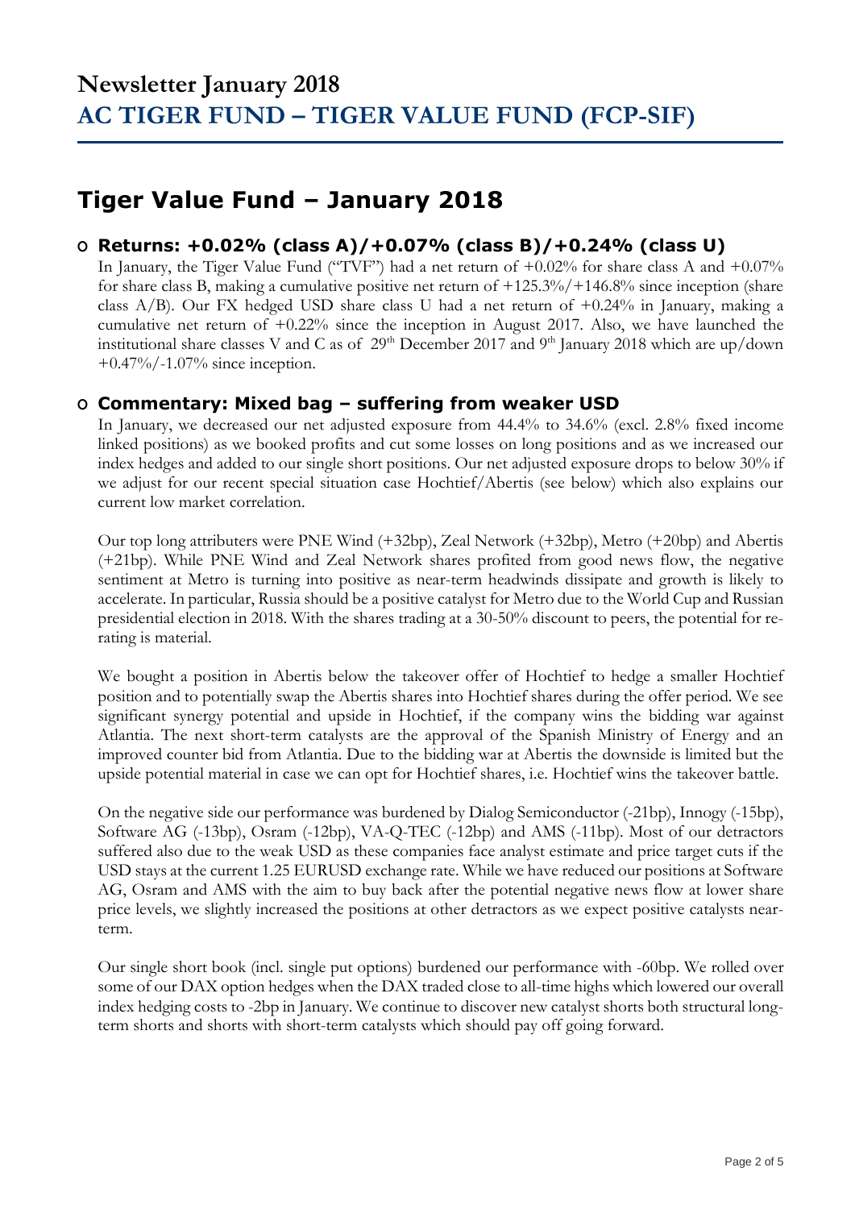# Newsletter January 2018
# AC TIGER FUND – TIGER VALUE FUND (FCP-SIF)

## Tiger Value Fund – January 2018

### Returns: +0.02% (class A)/+0.07% (class B)/+0.24% (class U)

In January, the Tiger Value Fund ("TVF") had a net return of +0.02% for share class A and +0.07% for share class B, making a cumulative positive net return of +125.3%/+146.8% since inception (share class A/B). Our FX hedged USD share class U had a net return of +0.24% in January, making a cumulative net return of +0.22% since the inception in August 2017. Also, we have launched the institutional share classes V and C as of 29th December 2017 and 9th January 2018 which are up/down +0.47%/-1.07% since inception.

### Commentary: Mixed bag – suffering from weaker USD

In January, we decreased our net adjusted exposure from 44.4% to 34.6% (excl. 2.8% fixed income linked positions) as we booked profits and cut some losses on long positions and as we increased our index hedges and added to our single short positions. Our net adjusted exposure drops to below 30% if we adjust for our recent special situation case Hochtief/Abertis (see below) which also explains our current low market correlation.

Our top long attributers were PNE Wind (+32bp), Zeal Network (+32bp), Metro (+20bp) and Abertis (+21bp). While PNE Wind and Zeal Network shares profited from good news flow, the negative sentiment at Metro is turning into positive as near-term headwinds dissipate and growth is likely to accelerate. In particular, Russia should be a positive catalyst for Metro due to the World Cup and Russian presidential election in 2018. With the shares trading at a 30-50% discount to peers, the potential for re-rating is material.

We bought a position in Abertis below the takeover offer of Hochtief to hedge a smaller Hochtief position and to potentially swap the Abertis shares into Hochtief shares during the offer period. We see significant synergy potential and upside in Hochtief, if the company wins the bidding war against Atlantia. The next short-term catalysts are the approval of the Spanish Ministry of Energy and an improved counter bid from Atlantia. Due to the bidding war at Abertis the downside is limited but the upside potential material in case we can opt for Hochtief shares, i.e. Hochtief wins the takeover battle.

On the negative side our performance was burdened by Dialog Semiconductor (-21bp), Innogy (-15bp), Software AG (-13bp), Osram (-12bp), VA-Q-TEC (-12bp) and AMS (-11bp). Most of our detractors suffered also due to the weak USD as these companies face analyst estimate and price target cuts if the USD stays at the current 1.25 EURUSD exchange rate. While we have reduced our positions at Software AG, Osram and AMS with the aim to buy back after the potential negative news flow at lower share price levels, we slightly increased the positions at other detractors as we expect positive catalysts near-term.

Our single short book (incl. single put options) burdened our performance with -60bp. We rolled over some of our DAX option hedges when the DAX traded close to all-time highs which lowered our overall index hedging costs to -2bp in January. We continue to discover new catalyst shorts both structural long-term shorts and shorts with short-term catalysts which should pay off going forward.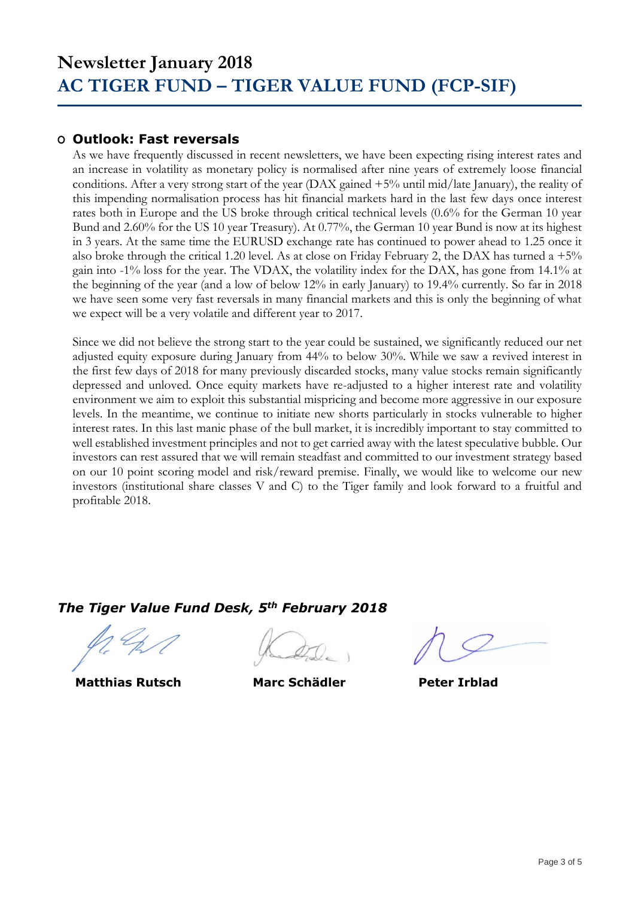# Newsletter January 2018

## AC TIGER FUND – TIGER VALUE FUND (FCP-SIF)

### Outlook: Fast reversals

As we have frequently discussed in recent newsletters, we have been expecting rising interest rates and an increase in volatility as monetary policy is normalised after nine years of extremely loose financial conditions. After a very strong start of the year (DAX gained +5% until mid/late January), the reality of this impending normalisation process has hit financial markets hard in the last few days once interest rates both in Europe and the US broke through critical technical levels (0.6% for the German 10 year Bund and 2.60% for the US 10 year Treasury). At 0.77%, the German 10 year Bund is now at its highest in 3 years. At the same time the EURUSD exchange rate has continued to power ahead to 1.25 once it also broke through the critical 1.20 level. As at close on Friday February 2, the DAX has turned a +5% gain into -1% loss for the year. The VDAX, the volatility index for the DAX, has gone from 14.1% at the beginning of the year (and a low of below 12% in early January) to 19.4% currently. So far in 2018 we have seen some very fast reversals in many financial markets and this is only the beginning of what we expect will be a very volatile and different year to 2017.

Since we did not believe the strong start to the year could be sustained, we significantly reduced our net adjusted equity exposure during January from 44% to below 30%. While we saw a revived interest in the first few days of 2018 for many previously discarded stocks, many value stocks remain significantly depressed and unloved. Once equity markets have re-adjusted to a higher interest rate and volatility environment we aim to exploit this substantial mispricing and become more aggressive in our exposure levels. In the meantime, we continue to initiate new shorts particularly in stocks vulnerable to higher interest rates. In this last manic phase of the bull market, it is incredibly important to stay committed to well established investment principles and not to get carried away with the latest speculative bubble. Our investors can rest assured that we will remain steadfast and committed to our investment strategy based on our 10 point scoring model and risk/reward premise. Finally, we would like to welcome our new investors (institutional share classes V and C) to the Tiger family and look forward to a fruitful and profitable 2018.

***The Tiger Value Fund Desk, 5th February 2018***

**Matthias Rutsch** **Marc Schädler** **Peter Irblad**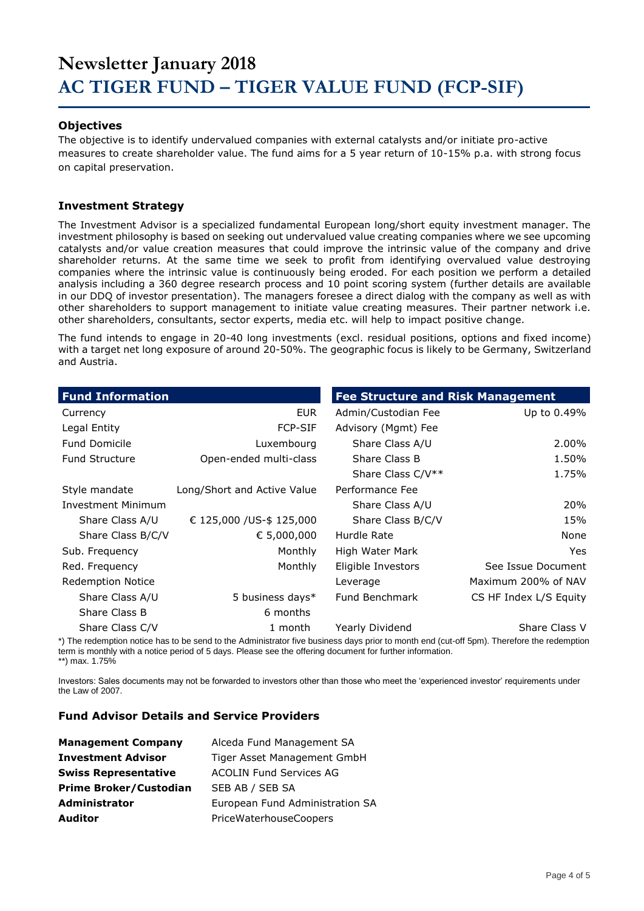# Newsletter January 2018

# AC TIGER FUND – TIGER VALUE FUND (FCP-SIF)

### Objectives

The objective is to identify undervalued companies with external catalysts and/or initiate pro-active measures to create shareholder value. The fund aims for a 5 year return of 10-15% p.a. with strong focus on capital preservation.

### Investment Strategy

The Investment Advisor is a specialized fundamental European long/short equity investment manager. The investment philosophy is based on seeking out undervalued value creating companies where we see upcoming catalysts and/or value creation measures that could improve the intrinsic value of the company and drive shareholder returns. At the same time we seek to profit from identifying overvalued value destroying companies where the intrinsic value is continuously being eroded. For each position we perform a detailed analysis including a 360 degree research process and 10 point scoring system (further details are available in our DDQ of investor presentation). The managers foresee a direct dialog with the company as well as with other shareholders to support management to initiate value creating measures. Their partner network i.e. other shareholders, consultants, sector experts, media etc. will help to impact positive change.

The fund intends to engage in 20-40 long investments (excl. residual positions, options and fixed income) with a target net long exposure of around 20-50%. The geographic focus is likely to be Germany, Switzerland and Austria.

| Fund Information | | Fee Structure and Risk Management | |
|---|---|---|---|
| Currency | EUR | Admin/Custodian Fee | Up to 0.49% |
| Legal Entity | FCP-SIF | Advisory (Mgmt) Fee | |
| Fund Domicile | Luxembourg | Share Class A/U | 2.00% |
| Fund Structure | Open-ended multi-class | Share Class B | 1.50% |
| | | Share Class C/V** | 1.75% |
| Style mandate | Long/Short and Active Value | Performance Fee | |
| Investment Minimum | | Share Class A/U | 20% |
| Share Class A/U | € 125,000 /US-$ 125,000 | Share Class B/C/V | 15% |
| Share Class B/C/V | € 5,000,000 | Hurdle Rate | None |
| Sub. Frequency | Monthly | High Water Mark | Yes |
| Red. Frequency | Monthly | Eligible Investors | See Issue Document |
| Redemption Notice | | Leverage | Maximum 200% of NAV |
| Share Class A/U | 5 business days* | Fund Benchmark | CS HF Index L/S Equity |
| Share Class B | 6 months | | |
| Share Class C/V | 1 month | Yearly Dividend | Share Class V |

*) The redemption notice has to be send to the Administrator five business days prior to month end (cut-off 5pm). Therefore the redemption term is monthly with a notice period of 5 days. Please see the offering document for further information.
**) max. 1.75%

Investors: Sales documents may not be forwarded to investors other than those who meet the 'experienced investor' requirements under the Law of 2007.

### Fund Advisor Details and Service Providers

| | |
|---|---|
| **Management Company** | Alceda Fund Management SA |
| **Investment Advisor** | Tiger Asset Management GmbH |
| **Swiss Representative** | ACOLIN Fund Services AG |
| **Prime Broker/Custodian** | SEB AB / SEB SA |
| **Administrator** | European Fund Administration SA |
| **Auditor** | PriceWaterhouseCoopers |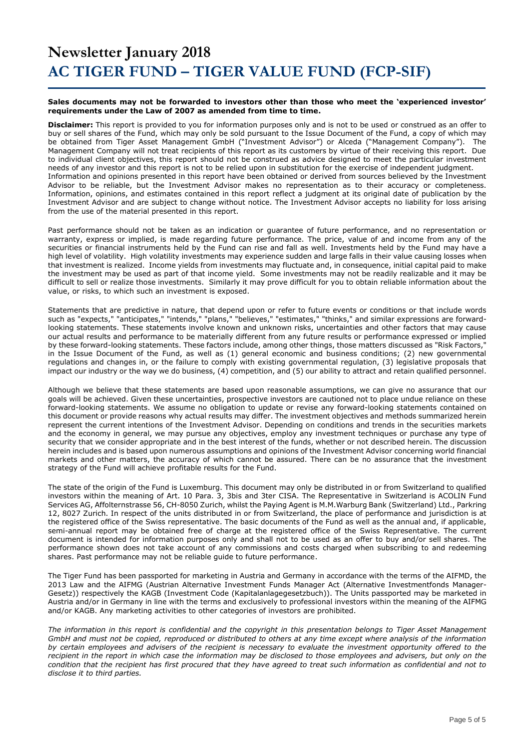# Newsletter January 2018

# AC TIGER FUND – TIGER VALUE FUND (FCP-SIF)

**Sales documents may not be forwarded to investors other than those who meet the 'experienced investor' requirements under the Law of 2007 as amended from time to time.**

**Disclaimer:** This report is provided to you for information purposes only and is not to be used or construed as an offer to buy or sell shares of the Fund, which may only be sold pursuant to the Issue Document of the Fund, a copy of which may be obtained from Tiger Asset Management GmbH ("Investment Advisor") or Alceda ("Management Company"). The Management Company will not treat recipients of this report as its customers by virtue of their receiving this report. Due to individual client objectives, this report should not be construed as advice designed to meet the particular investment needs of any investor and this report is not to be relied upon in substitution for the exercise of independent judgment. Information and opinions presented in this report have been obtained or derived from sources believed by the Investment Advisor to be reliable, but the Investment Advisor makes no representation as to their accuracy or completeness. Information, opinions, and estimates contained in this report reflect a judgment at its original date of publication by the Investment Advisor and are subject to change without notice. The Investment Advisor accepts no liability for loss arising from the use of the material presented in this report.

Past performance should not be taken as an indication or guarantee of future performance, and no representation or warranty, express or implied, is made regarding future performance. The price, value of and income from any of the securities or financial instruments held by the Fund can rise and fall as well. Investments held by the Fund may have a high level of volatility. High volatility investments may experience sudden and large falls in their value causing losses when that investment is realized. Income yields from investments may fluctuate and, in consequence, initial capital paid to make the investment may be used as part of that income yield. Some investments may not be readily realizable and it may be difficult to sell or realize those investments. Similarly it may prove difficult for you to obtain reliable information about the value, or risks, to which such an investment is exposed.

Statements that are predictive in nature, that depend upon or refer to future events or conditions or that include words such as "expects," "anticipates," "intends," "plans," "believes," "estimates," "thinks," and similar expressions are forward-looking statements. These statements involve known and unknown risks, uncertainties and other factors that may cause our actual results and performance to be materially different from any future results or performance expressed or implied by these forward-looking statements. These factors include, among other things, those matters discussed as "Risk Factors," in the Issue Document of the Fund, as well as (1) general economic and business conditions; (2) new governmental regulations and changes in, or the failure to comply with existing governmental regulation, (3) legislative proposals that impact our industry or the way we do business, (4) competition, and (5) our ability to attract and retain qualified personnel.

Although we believe that these statements are based upon reasonable assumptions, we can give no assurance that our goals will be achieved. Given these uncertainties, prospective investors are cautioned not to place undue reliance on these forward-looking statements. We assume no obligation to update or revise any forward-looking statements contained on this document or provide reasons why actual results may differ. The investment objectives and methods summarized herein represent the current intentions of the Investment Advisor. Depending on conditions and trends in the securities markets and the economy in general, we may pursue any objectives, employ any investment techniques or purchase any type of security that we consider appropriate and in the best interest of the funds, whether or not described herein. The discussion herein includes and is based upon numerous assumptions and opinions of the Investment Advisor concerning world financial markets and other matters, the accuracy of which cannot be assured. There can be no assurance that the investment strategy of the Fund will achieve profitable results for the Fund.

The state of the origin of the Fund is Luxemburg. This document may only be distributed in or from Switzerland to qualified investors within the meaning of Art. 10 Para. 3, 3bis and 3ter CISA. The Representative in Switzerland is ACOLIN Fund Services AG, Affolternstrasse 56, CH-8050 Zurich, whilst the Paying Agent is M.M.Warburg Bank (Switzerland) Ltd., Parkring 12, 8027 Zurich. In respect of the units distributed in or from Switzerland, the place of performance and jurisdiction is at the registered office of the Swiss representative. The basic documents of the Fund as well as the annual and, if applicable, semi-annual report may be obtained free of charge at the registered office of the Swiss Representative. The current document is intended for information purposes only and shall not to be used as an offer to buy and/or sell shares. The performance shown does not take account of any commissions and costs charged when subscribing to and redeeming shares. Past performance may not be reliable guide to future performance.

The Tiger Fund has been passported for marketing in Austria and Germany in accordance with the terms of the AIFMD, the 2013 Law and the AIFMG (Austrian Alternative Investment Funds Manager Act (Alternative Investmentfonds Manager-Gesetz)) respectively the KAGB (Investment Code (Kapitalanlagegesetzbuch)). The Units passported may be marketed in Austria and/or in Germany in line with the terms and exclusively to professional investors within the meaning of the AIFMG and/or KAGB. Any marketing activities to other categories of investors are prohibited.

*The information in this report is confidential and the copyright in this presentation belongs to Tiger Asset Management GmbH and must not be copied, reproduced or distributed to others at any time except where analysis of the information by certain employees and advisers of the recipient is necessary to evaluate the investment opportunity offered to the recipient in the report in which case the information may be disclosed to those employees and advisers, but only on the condition that the recipient has first procured that they have agreed to treat such information as confidential and not to disclose it to third parties.*